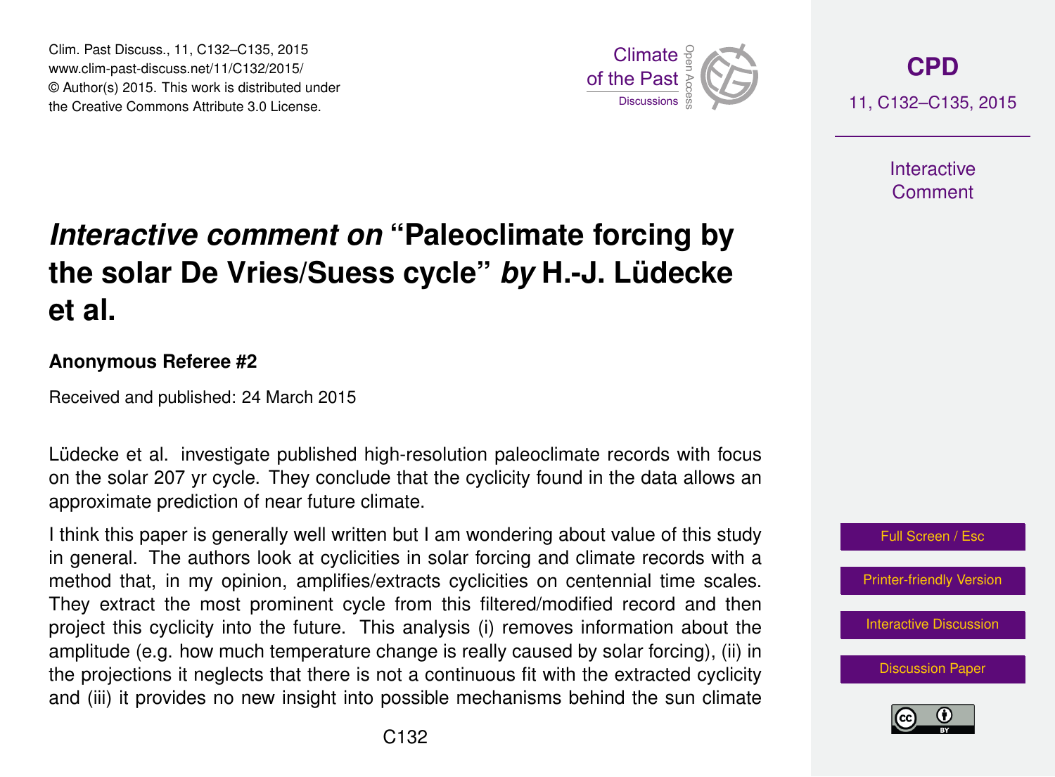# *Interactive comment on* "Paleoclimate forcing by the solar De Vries/Suess cycle" *by* H.-J. Lüdecke et al.

**Anonymous Referee #2**

Received and published: 24 March 2015

Lüdecke et al. investigate published high-resolution paleoclimate records with focus on the solar 207 yr cycle. They conclude that the cyclicity found in the data allows an approximate prediction of near future climate.

I think this paper is generally well written but I am wondering about value of this study in general. The authors look at cyclicities in solar forcing and climate records with a method that, in my opinion, amplifies/extracts cyclicities on centennial time scales. They extract the most prominent cycle from this filtered/modified record and then project this cyclicity into the future. This analysis (i) removes information about the amplitude (e.g. how much temperature change is really caused by solar forcing), (ii) in the projections it neglects that there is not a continuous fit with the extracted cyclicity and (iii) it provides no new insight into possible mechanisms behind the sun climate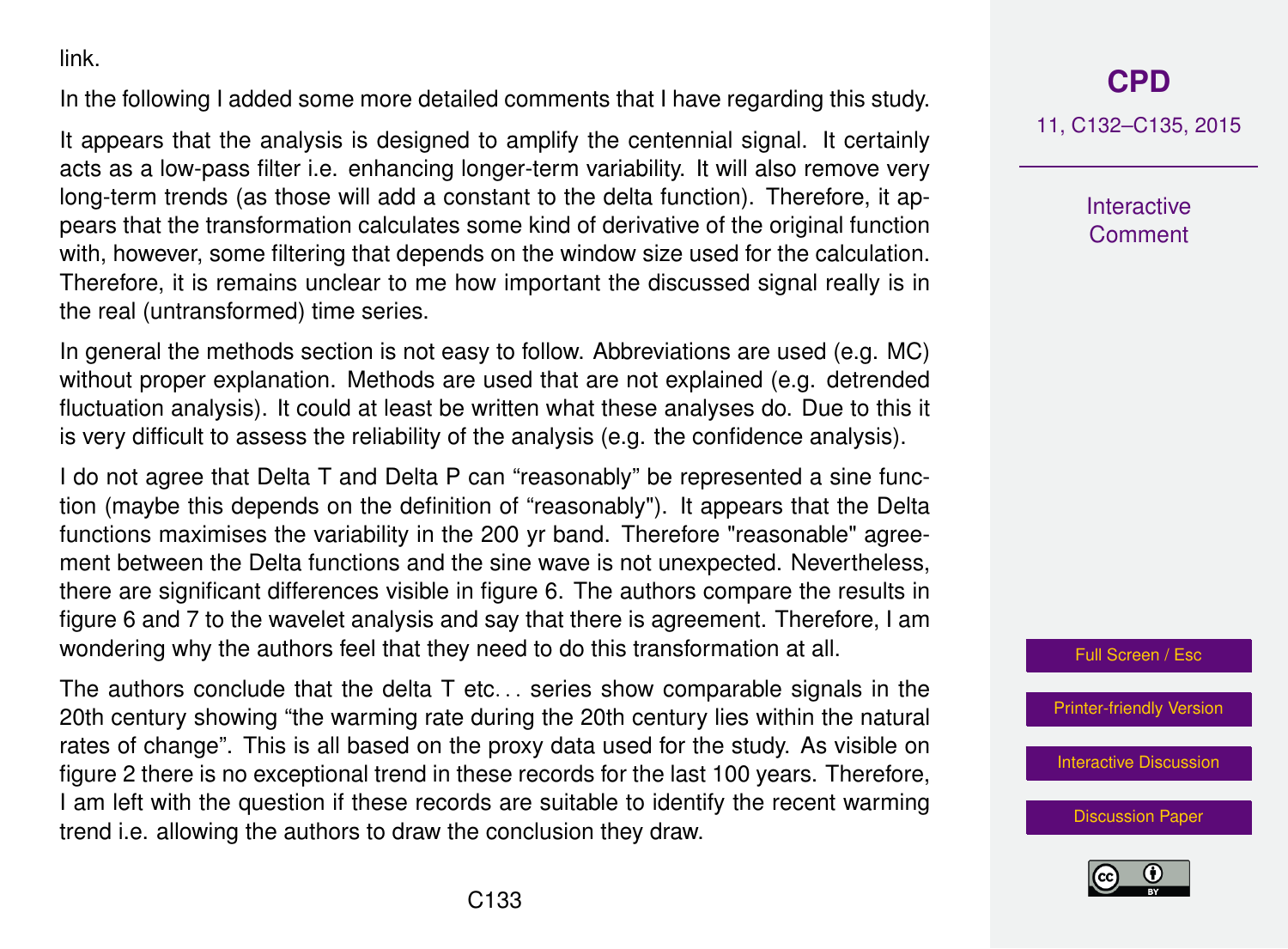link.

In the following I added some more detailed comments that I have regarding this study.

It appears that the analysis is designed to amplify the centennial signal. It certainly acts as a low-pass filter i.e. enhancing longer-term variability. It will also remove very long-term trends (as those will add a constant to the delta function). Therefore, it appears that the transformation calculates some kind of derivative of the original function with, however, some filtering that depends on the window size used for the calculation. Therefore, it is remains unclear to me how important the discussed signal really is in the real (untransformed) time series.

In general the methods section is not easy to follow. Abbreviations are used (e.g. MC) without proper explanation. Methods are used that are not explained (e.g. detrended fluctuation analysis). It could at least be written what these analyses do. Due to this it is very difficult to assess the reliability of the analysis (e.g. the confidence analysis).

I do not agree that Delta T and Delta P can "reasonably" be represented a sine function (maybe this depends on the definition of "reasonably"). It appears that the Delta functions maximises the variability in the 200 yr band. Therefore "reasonable" agreement between the Delta functions and the sine wave is not unexpected. Nevertheless, there are significant differences visible in figure 6. The authors compare the results in figure 6 and 7 to the wavelet analysis and say that there is agreement. Therefore, I am wondering why the authors feel that they need to do this transformation at all.

The authors conclude that the delta T etc... series show comparable signals in the 20th century showing "the warming rate during the 20th century lies within the natural rates of change". This is all based on the proxy data used for the study. As visible on figure 2 there is no exceptional trend in these records for the last 100 years. Therefore, I am left with the question if these records are suitable to identify the recent warming trend i.e. allowing the authors to draw the conclusion they draw.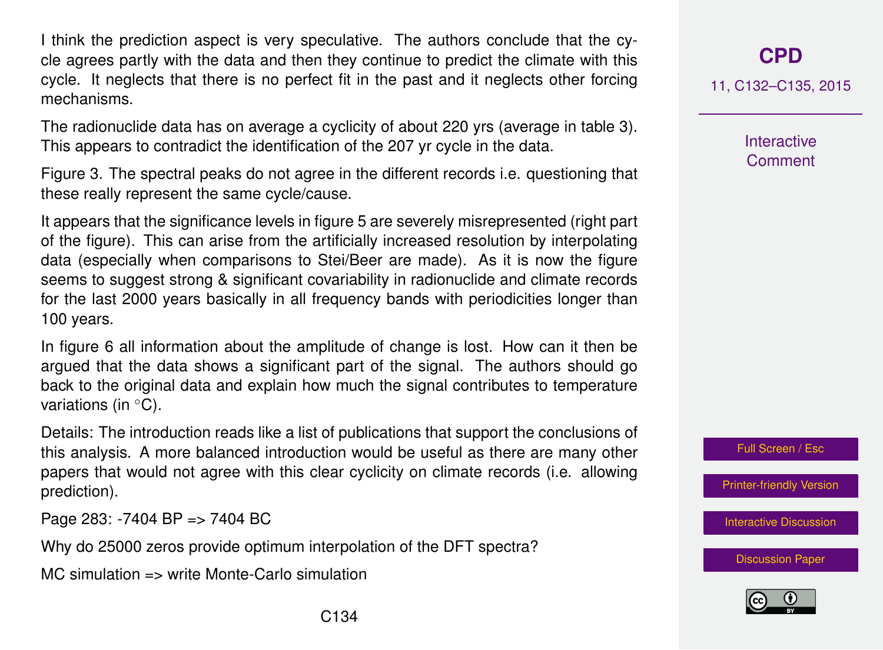I think the prediction aspect is very speculative. The authors conclude that the cycle agrees partly with the data and then they continue to predict the climate with this cycle. It neglects that there is no perfect fit in the past and it neglects other forcing mechanisms.

The radionuclide data has on average a cyclicity of about 220 yrs (average in table 3). This appears to contradict the identification of the 207 yr cycle in the data.

Figure 3. The spectral peaks do not agree in the different records i.e. questioning that these really represent the same cycle/cause.

It appears that the significance levels in figure 5 are severely misrepresented (right part of the figure). This can arise from the artificially increased resolution by interpolating data (especially when comparisons to Stei/Beer are made). As it is now the figure seems to suggest strong & significant covariability in radionuclide and climate records for the last 2000 years basically in all frequency bands with periodicities longer than 100 years.

In figure 6 all information about the amplitude of change is lost. How can it then be argued that the data shows a significant part of the signal. The authors should go back to the original data and explain how much the signal contributes to temperature variations (in °C).

Details: The introduction reads like a list of publications that support the conclusions of this analysis. A more balanced introduction would be useful as there are many other papers that would not agree with this clear cyclicity on climate records (i.e. allowing prediction).

Page 283: -7404 BP => 7404 BC

Why do 25000 zeros provide optimum interpolation of the DFT spectra?

MC simulation => write Monte-Carlo simulation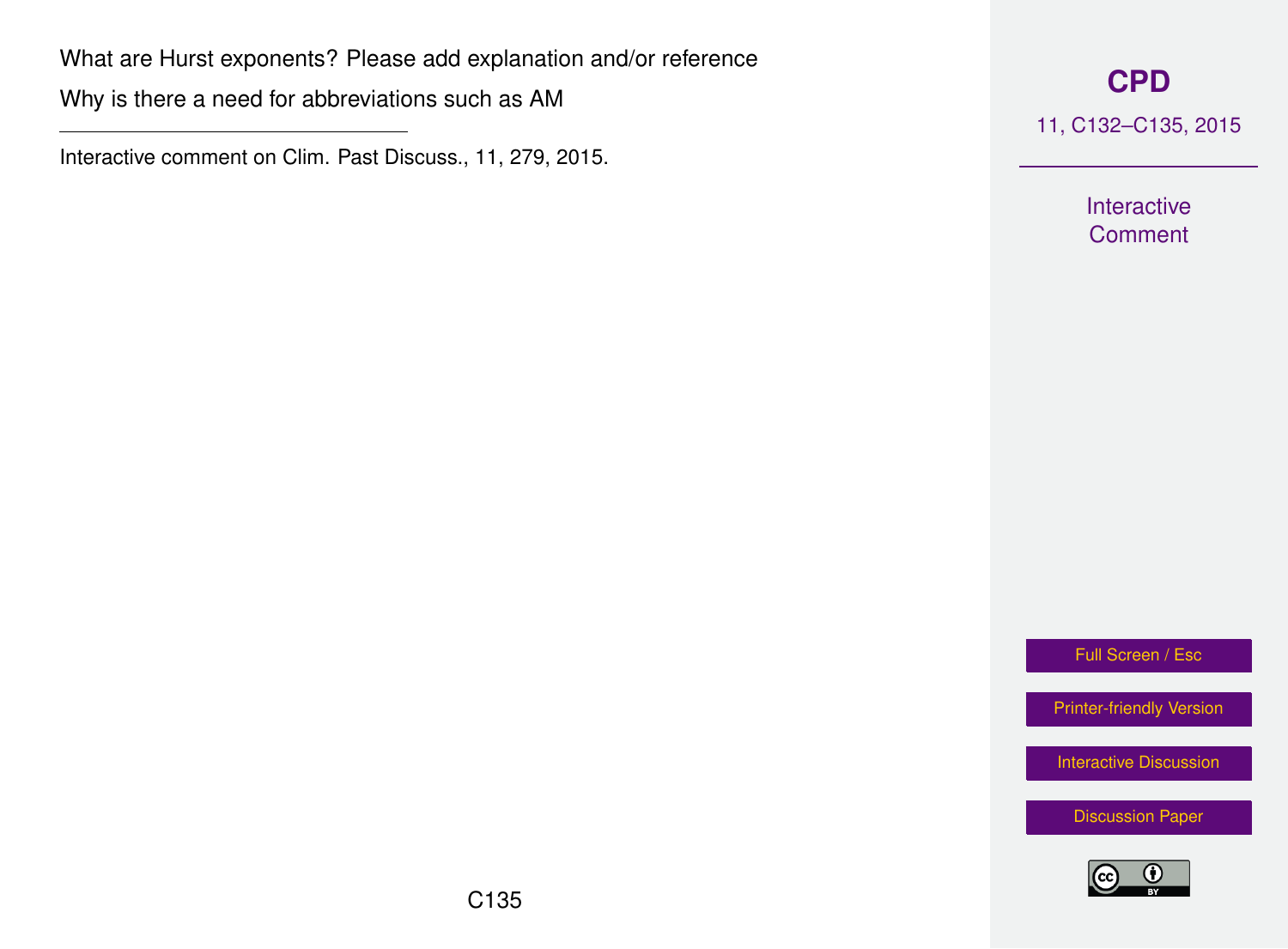What are Hurst exponents? Please add explanation and/or reference

Why is there a need for abbreviations such as AM

---

Interactive comment on Clim. Past Discuss., 11, 279, 2015.